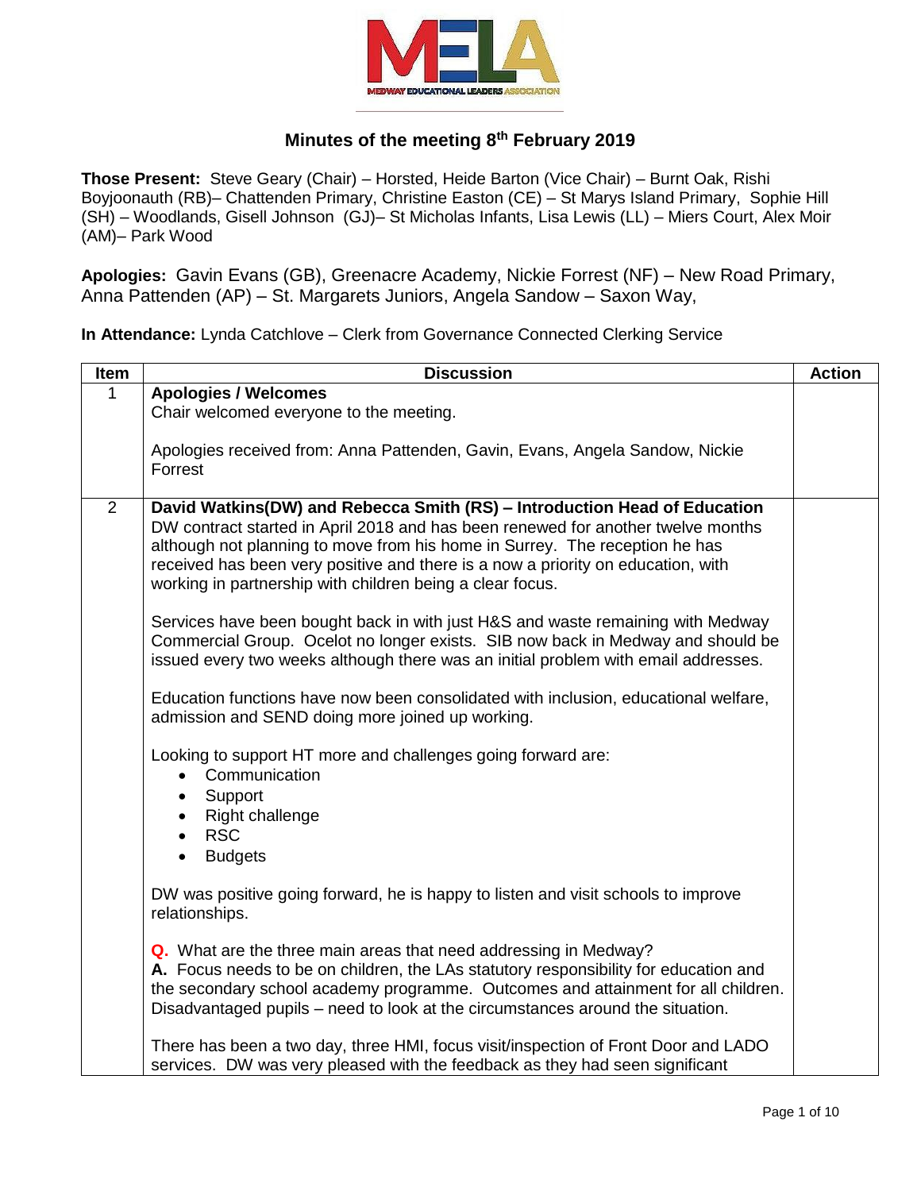MEDWAY EDUCATIONAL LEADERS ASSOCIATION

# Minutes of the meeting 8th February 2019

**Those Present:** Steve Geary (Chair) – Horsted, Heide Barton (Vice Chair) – Burnt Oak, Rishi Boyjoonauth (RB)– Chattenden Primary, Christine Easton (CE) – St Marys Island Primary, Sophie Hill (SH) – Woodlands, Gisell Johnson (GJ)– St Micholas Infants, Lisa Lewis (LL) – Miers Court, Alex Moir (AM)– Park Wood

**Apologies:** Gavin Evans (GB), Greenacre Academy, Nickie Forrest (NF) – New Road Primary, Anna Pattenden (AP) – St. Margarets Juniors, Angela Sandow – Saxon Way,

**In Attendance:** Lynda Catchlove – Clerk from Governance Connected Clerking Service

| Item | Discussion | Action |
|---|---|---|
| 1 | **Apologies / Welcomes**<br>Chair welcomed everyone to the meeting.<br><br>Apologies received from: Anna Pattenden, Gavin, Evans, Angela Sandow, Nickie Forrest | |
| 2 | **David Watkins(DW) and Rebecca Smith (RS) – Introduction Head of Education**<br>DW contract started in April 2018 and has been renewed for another twelve months although not planning to move from his home in Surrey. The reception he has received has been very positive and there is a now a priority on education, with working in partnership with children being a clear focus.<br><br>Services have been bought back in with just H&S and waste remaining with Medway Commercial Group. Ocelot no longer exists. SIB now back in Medway and should be issued every two weeks although there was an initial problem with email addresses.<br><br>Education functions have now been consolidated with inclusion, educational welfare, admission and SEND doing more joined up working.<br><br>Looking to support HT more and challenges going forward are:<br>• Communication<br>• Support<br>• Right challenge<br>• RSC<br>• Budgets<br><br>DW was positive going forward, he is happy to listen and visit schools to improve relationships.<br><br>**Q.** What are the three main areas that need addressing in Medway?<br>**A.** Focus needs to be on children, the LAs statutory responsibility for education and the secondary school academy programme. Outcomes and attainment for all children. Disadvantaged pupils – need to look at the circumstances around the situation.<br><br>There has been a two day, three HMI, focus visit/inspection of Front Door and LADO services. DW was very pleased with the feedback as they had seen significant | |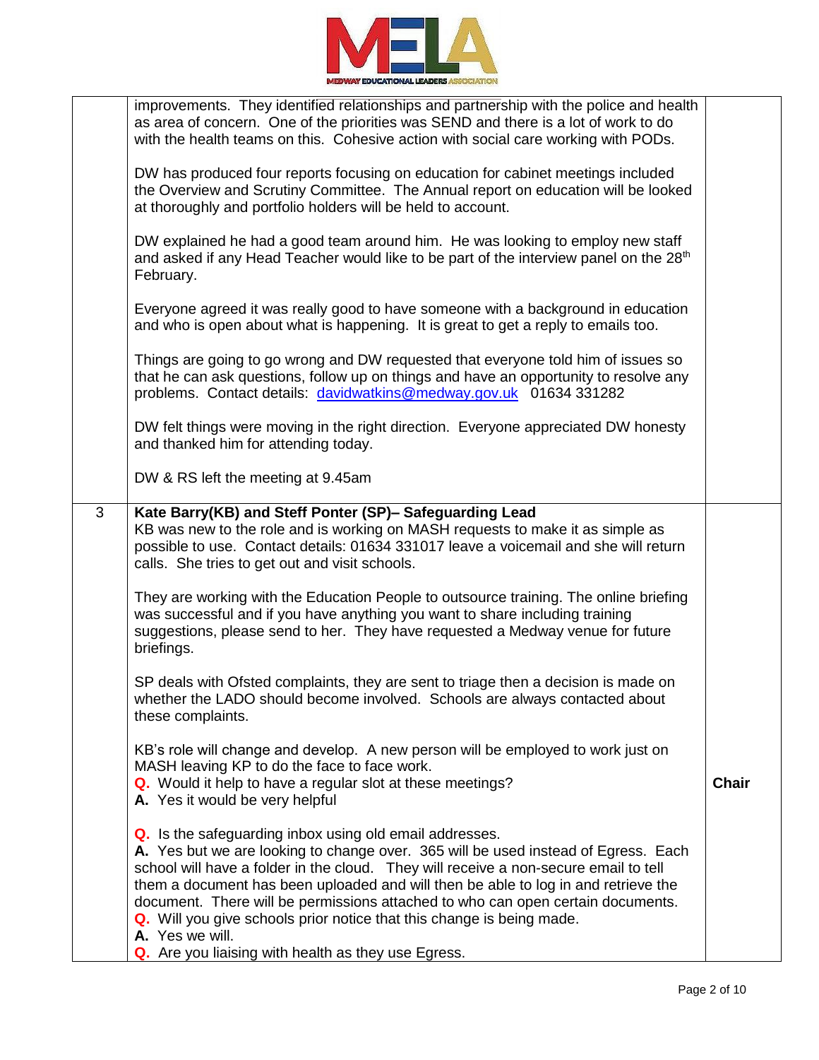| | | |
|---|---|---|
| | improvements. They identified relationships and partnership with the police and health as area of concern. One of the priorities was SEND and there is a lot of work to do with the health teams on this. Cohesive action with social care working with PODs.<br><br>DW has produced four reports focusing on education for cabinet meetings included the Overview and Scrutiny Committee. The Annual report on education will be looked at thoroughly and portfolio holders will be held to account.<br><br>DW explained he had a good team around him. He was looking to employ new staff and asked if any Head Teacher would like to be part of the interview panel on the 28th February.<br><br>Everyone agreed it was really good to have someone with a background in education and who is open about what is happening. It is great to get a reply to emails too.<br><br>Things are going to go wrong and DW requested that everyone told him of issues so that he can ask questions, follow up on things and have an opportunity to resolve any problems. Contact details: davidwatkins@medway.gov.uk 01634 331282<br><br>DW felt things were moving in the right direction. Everyone appreciated DW honesty and thanked him for attending today.<br><br>DW & RS left the meeting at 9.45am | |
| 3 | **Kate Barry(KB) and Steff Ponter (SP)– Safeguarding Lead**<br>KB was new to the role and is working on MASH requests to make it as simple as possible to use. Contact details: 01634 331017 leave a voicemail and she will return calls. She tries to get out and visit schools.<br><br>They are working with the Education People to outsource training. The online briefing was successful and if you have anything you want to share including training suggestions, please send to her. They have requested a Medway venue for future briefings.<br><br>SP deals with Ofsted complaints, they are sent to triage then a decision is made on whether the LADO should become involved. Schools are always contacted about these complaints.<br><br>KB's role will change and develop. A new person will be employed to work just on MASH leaving KP to do the face to face work.<br>**Q.** Would it help to have a regular slot at these meetings?<br>**A.** Yes it would be very helpful<br><br>**Q.** Is the safeguarding inbox using old email addresses.<br>**A.** Yes but we are looking to change over. 365 will be used instead of Egress. Each school will have a folder in the cloud. They will receive a non-secure email to tell them a document has been uploaded and will then be able to log in and retrieve the document. There will be permissions attached to who can open certain documents.<br>**Q.** Will you give schools prior notice that this change is being made.<br>**A.** Yes we will.<br>**Q.** Are you liaising with health as they use Egress. | **Chair** |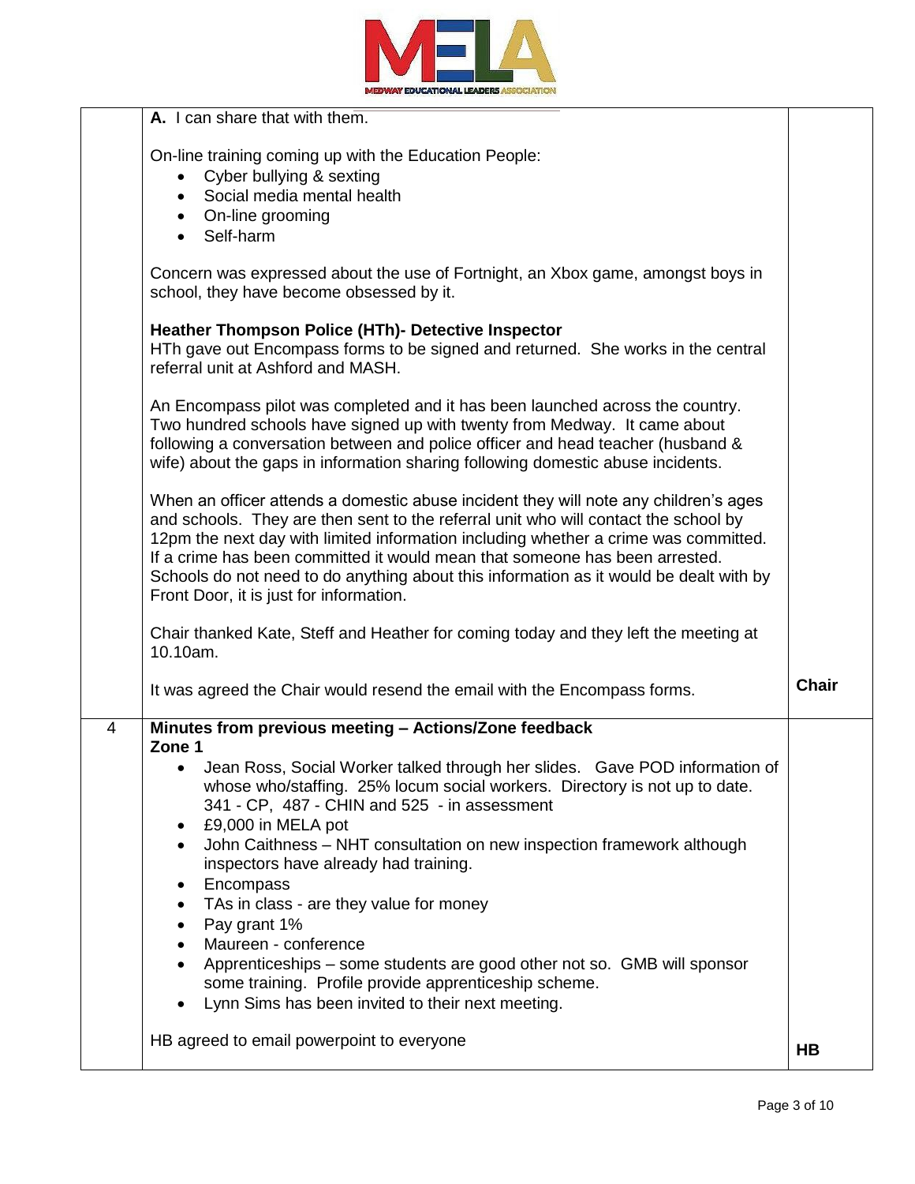| | | |
|---|---|---|
| | **A.** I can share that with them.<br><br>On-line training coming up with the Education People:<br>• Cyber bullying & sexting<br>• Social media mental health<br>• On-line grooming<br>• Self-harm<br><br>Concern was expressed about the use of Fortnight, an Xbox game, amongst boys in school, they have become obsessed by it.<br><br>**Heather Thompson Police (HTh)- Detective Inspector**<br>HTh gave out Encompass forms to be signed and returned. She works in the central referral unit at Ashford and MASH.<br><br>An Encompass pilot was completed and it has been launched across the country. Two hundred schools have signed up with twenty from Medway. It came about following a conversation between and police officer and head teacher (husband & wife) about the gaps in information sharing following domestic abuse incidents.<br><br>When an officer attends a domestic abuse incident they will note any children's ages and schools. They are then sent to the referral unit who will contact the school by 12pm the next day with limited information including whether a crime was committed. If a crime has been committed it would mean that someone has been arrested. Schools do not need to do anything about this information as it would be dealt with by Front Door, it is just for information.<br><br>Chair thanked Kate, Steff and Heather for coming today and they left the meeting at 10.10am.<br><br>It was agreed the Chair would resend the email with the Encompass forms. | **Chair** |
| 4 | **Minutes from previous meeting – Actions/Zone feedback**<br>**Zone 1**<br>• Jean Ross, Social Worker talked through her slides. Gave POD information of whose who/staffing. 25% locum social workers. Directory is not up to date. 341 - CP, 487 - CHIN and 525 - in assessment<br>• £9,000 in MELA pot<br>• John Caithness – NHT consultation on new inspection framework although inspectors have already had training.<br>• Encompass<br>• TAs in class - are they value for money<br>• Pay grant 1%<br>• Maureen - conference<br>• Apprenticeships – some students are good other not so. GMB will sponsor some training. Profile provide apprenticeship scheme.<br>• Lynn Sims has been invited to their next meeting.<br><br>HB agreed to email powerpoint to everyone | **HB** |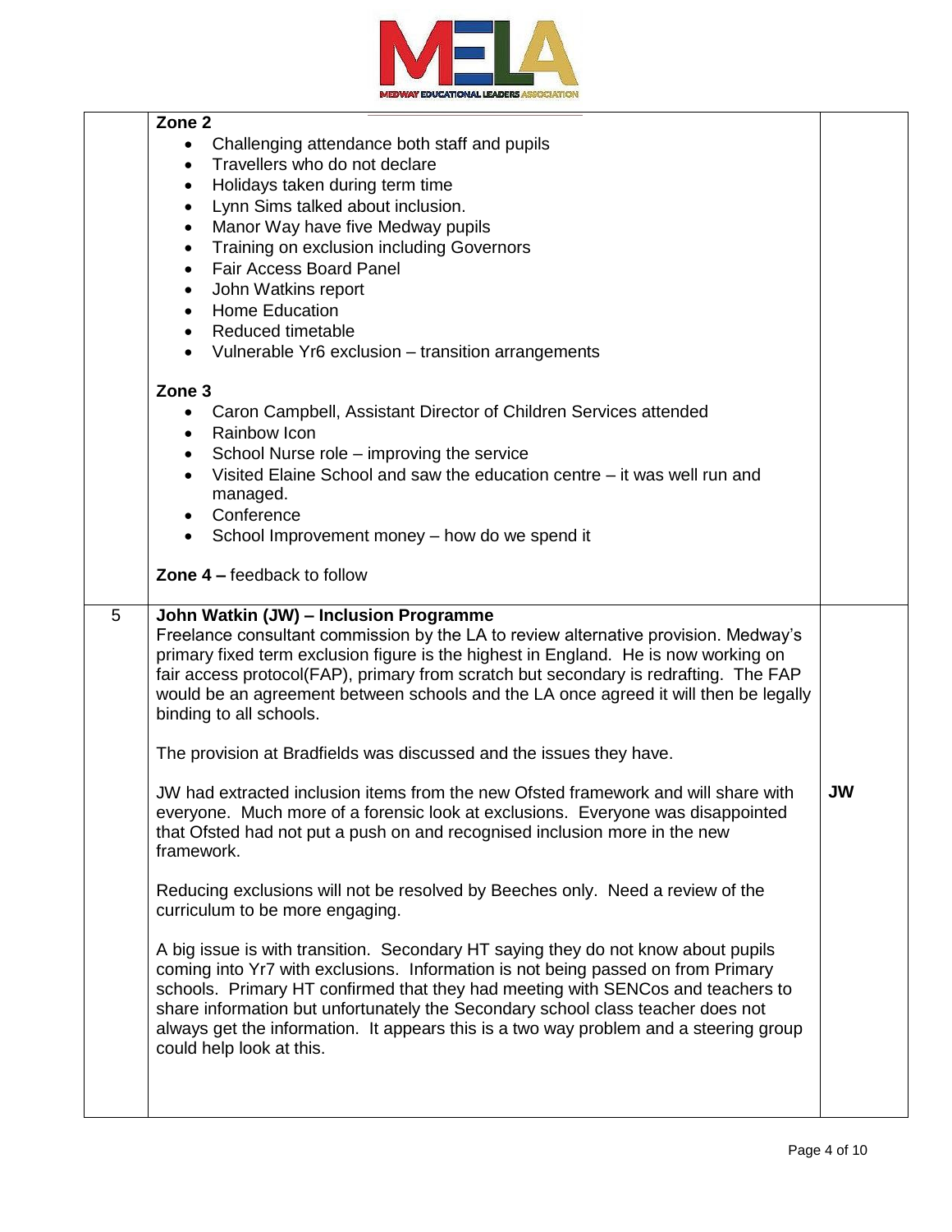| | | |
|---|---|---|
| | **Zone 2**<br>• Challenging attendance both staff and pupils<br>• Travellers who do not declare<br>• Holidays taken during term time<br>• Lynn Sims talked about inclusion.<br>• Manor Way have five Medway pupils<br>• Training on exclusion including Governors<br>• Fair Access Board Panel<br>• John Watkins report<br>• Home Education<br>• Reduced timetable<br>• Vulnerable Yr6 exclusion – transition arrangements<br><br>**Zone 3**<br>• Caron Campbell, Assistant Director of Children Services attended<br>• Rainbow Icon<br>• School Nurse role – improving the service<br>• Visited Elaine School and saw the education centre – it was well run and managed.<br>• Conference<br>• School Improvement money – how do we spend it<br><br>**Zone 4 –** feedback to follow | |
| 5 | **John Watkin (JW) – Inclusion Programme**<br>Freelance consultant commission by the LA to review alternative provision. Medway's primary fixed term exclusion figure is the highest in England. He is now working on fair access protocol(FAP), primary from scratch but secondary is redrafting. The FAP would be an agreement between schools and the LA once agreed it will then be legally binding to all schools.<br><br>The provision at Bradfields was discussed and the issues they have.<br><br>JW had extracted inclusion items from the new Ofsted framework and will share with everyone. Much more of a forensic look at exclusions. Everyone was disappointed that Ofsted had not put a push on and recognised inclusion more in the new framework.<br><br>Reducing exclusions will not be resolved by Beeches only. Need a review of the curriculum to be more engaging.<br><br>A big issue is with transition. Secondary HT saying they do not know about pupils coming into Yr7 with exclusions. Information is not being passed on from Primary schools. Primary HT confirmed that they had meeting with SENCos and teachers to share information but unfortunately the Secondary school class teacher does not always get the information. It appears this is a two way problem and a steering group could help look at this. | **JW** |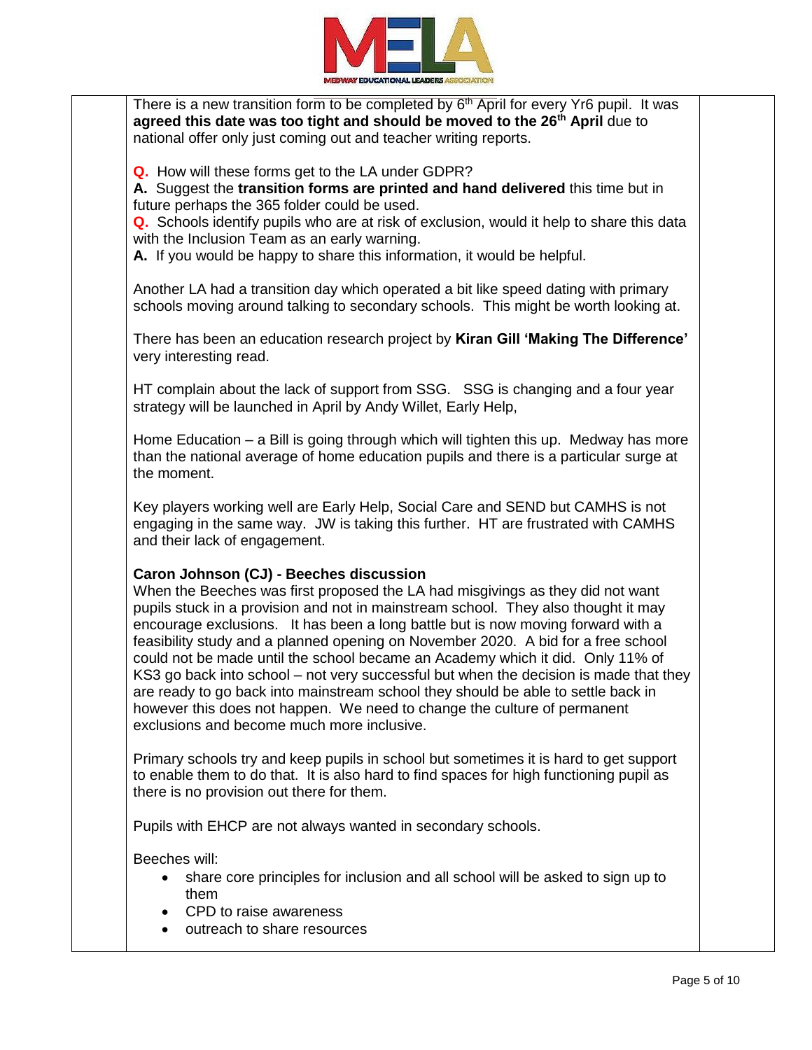There is a new transition form to be completed by 6th April for every Yr6 pupil. It was **agreed this date was too tight and should be moved to the 26th April** due to national offer only just coming out and teacher writing reports.

**Q.** How will these forms get to the LA under GDPR?
**A.** Suggest the **transition forms are printed and hand delivered** this time but in future perhaps the 365 folder could be used.
**Q.** Schools identify pupils who are at risk of exclusion, would it help to share this data with the Inclusion Team as an early warning.
**A.** If you would be happy to share this information, it would be helpful.

Another LA had a transition day which operated a bit like speed dating with primary schools moving around talking to secondary schools. This might be worth looking at.

There has been an education research project by **Kiran Gill 'Making The Difference'** very interesting read.

HT complain about the lack of support from SSG. SSG is changing and a four year strategy will be launched in April by Andy Willet, Early Help,

Home Education – a Bill is going through which will tighten this up. Medway has more than the national average of home education pupils and there is a particular surge at the moment.

Key players working well are Early Help, Social Care and SEND but CAMHS is not engaging in the same way. JW is taking this further. HT are frustrated with CAMHS and their lack of engagement.

**Caron Johnson (CJ) - Beeches discussion**
When the Beeches was first proposed the LA had misgivings as they did not want pupils stuck in a provision and not in mainstream school. They also thought it may encourage exclusions. It has been a long battle but is now moving forward with a feasibility study and a planned opening on November 2020. A bid for a free school could not be made until the school became an Academy which it did. Only 11% of KS3 go back into school – not very successful but when the decision is made that they are ready to go back into mainstream school they should be able to settle back in however this does not happen. We need to change the culture of permanent exclusions and become much more inclusive.

Primary schools try and keep pupils in school but sometimes it is hard to get support to enable them to do that. It is also hard to find spaces for high functioning pupil as there is no provision out there for them.

Pupils with EHCP are not always wanted in secondary schools.

Beeches will:

- share core principles for inclusion and all school will be asked to sign up to them
- CPD to raise awareness
- outreach to share resources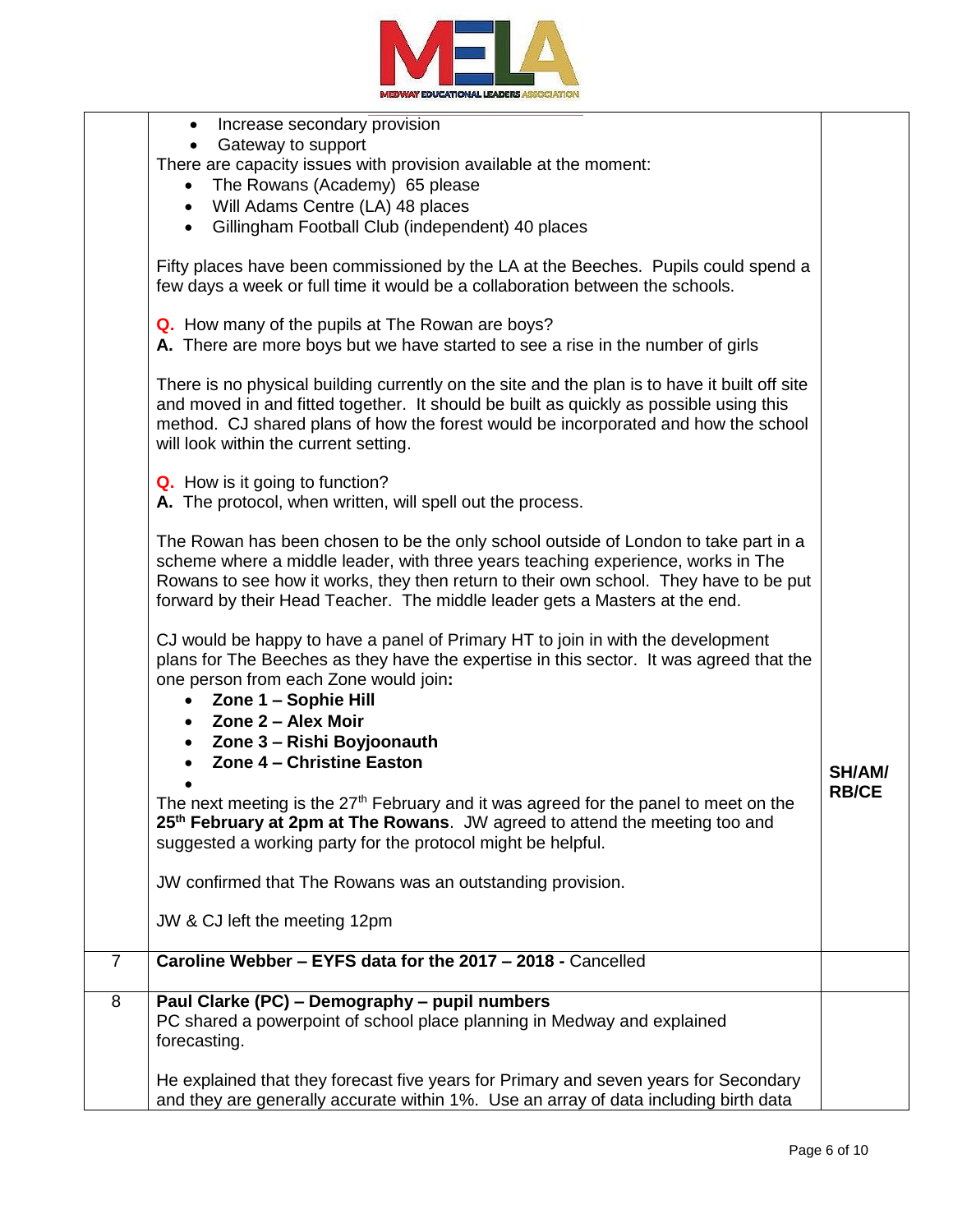| | | |
|---|---|---|
| | • Increase secondary provision<br>• Gateway to support<br>There are capacity issues with provision available at the moment:<br>• The Rowans (Academy) 65 please<br>• Will Adams Centre (LA) 48 places<br>• Gillingham Football Club (independent) 40 places<br><br>Fifty places have been commissioned by the LA at the Beeches. Pupils could spend a few days a week or full time it would be a collaboration between the schools.<br><br>**Q.** How many of the pupils at The Rowan are boys?<br>**A.** There are more boys but we have started to see a rise in the number of girls<br><br>There is no physical building currently on the site and the plan is to have it built off site and moved in and fitted together. It should be built as quickly as possible using this method. CJ shared plans of how the forest would be incorporated and how the school will look within the current setting.<br><br>**Q.** How is it going to function?<br>**A.** The protocol, when written, will spell out the process.<br><br>The Rowan has been chosen to be the only school outside of London to take part in a scheme where a middle leader, with three years teaching experience, works in The Rowans to see how it works, they then return to their own school. They have to be put forward by their Head Teacher. The middle leader gets a Masters at the end.<br><br>CJ would be happy to have a panel of Primary HT to join in with the development plans for The Beeches as they have the expertise in this sector. It was agreed that the one person from each Zone would join**:**<br>• **Zone 1 – Sophie Hill**<br>• **Zone 2 – Alex Moir**<br>• **Zone 3 – Rishi Boyjoonauth**<br>• **Zone 4 – Christine Easton**<br>•<br>The next meeting is the 27th February and it was agreed for the panel to meet on the **25th February at 2pm at The Rowans**. JW agreed to attend the meeting too and suggested a working party for the protocol might be helpful.<br><br>JW confirmed that The Rowans was an outstanding provision.<br><br>JW & CJ left the meeting 12pm | **SH/AM/ RB/CE** |
| 7 | **Caroline Webber – EYFS data for the 2017 – 2018 -** Cancelled | |
| 8 | **Paul Clarke (PC) – Demography – pupil numbers**<br>PC shared a powerpoint of school place planning in Medway and explained forecasting.<br><br>He explained that they forecast five years for Primary and seven years for Secondary and they are generally accurate within 1%. Use an array of data including birth data | |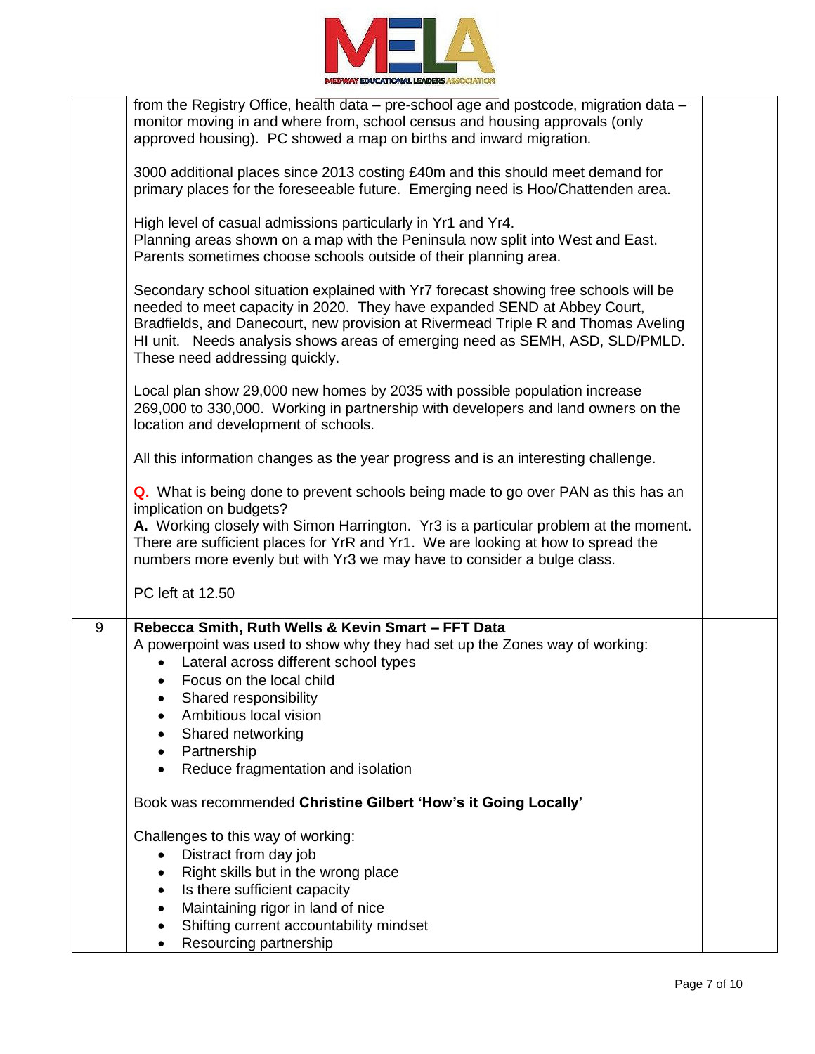| | | |
|---|---|---|
| | from the Registry Office, health data – pre-school age and postcode, migration data – monitor moving in and where from, school census and housing approvals (only approved housing). PC showed a map on births and inward migration.<br><br>3000 additional places since 2013 costing £40m and this should meet demand for primary places for the foreseeable future. Emerging need is Hoo/Chattenden area.<br><br>High level of casual admissions particularly in Yr1 and Yr4.<br>Planning areas shown on a map with the Peninsula now split into West and East. Parents sometimes choose schools outside of their planning area.<br><br>Secondary school situation explained with Yr7 forecast showing free schools will be needed to meet capacity in 2020. They have expanded SEND at Abbey Court, Bradfields, and Danecourt, new provision at Rivermead Triple R and Thomas Aveling HI unit. Needs analysis shows areas of emerging need as SEMH, ASD, SLD/PMLD. These need addressing quickly.<br><br>Local plan show 29,000 new homes by 2035 with possible population increase 269,000 to 330,000. Working in partnership with developers and land owners on the location and development of schools.<br><br>All this information changes as the year progress and is an interesting challenge.<br><br>**Q.** What is being done to prevent schools being made to go over PAN as this has an implication on budgets?<br>**A.** Working closely with Simon Harrington. Yr3 is a particular problem at the moment. There are sufficient places for YrR and Yr1. We are looking at how to spread the numbers more evenly but with Yr3 we may have to consider a bulge class.<br><br>PC left at 12.50 | |
| 9 | **Rebecca Smith, Ruth Wells & Kevin Smart – FFT Data**<br>A powerpoint was used to show why they had set up the Zones way of working:<br>• Lateral across different school types<br>• Focus on the local child<br>• Shared responsibility<br>• Ambitious local vision<br>• Shared networking<br>• Partnership<br>• Reduce fragmentation and isolation<br><br>Book was recommended **Christine Gilbert 'How's it Going Locally'**<br><br>Challenges to this way of working:<br>• Distract from day job<br>• Right skills but in the wrong place<br>• Is there sufficient capacity<br>• Maintaining rigor in land of nice<br>• Shifting current accountability mindset<br>• Resourcing partnership | |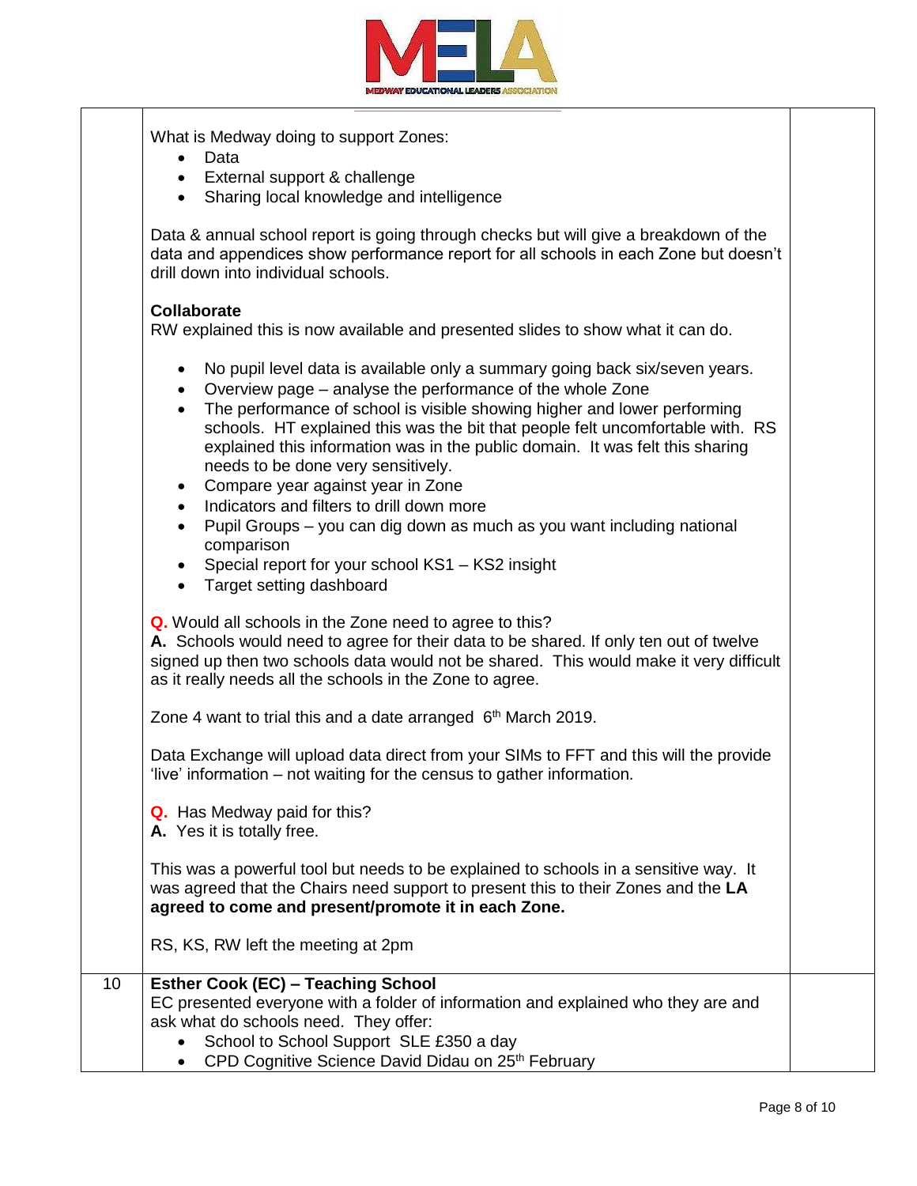| | | |
|---|---|---|
| | What is Medway doing to support Zones:<br>• Data<br>• External support & challenge<br>• Sharing local knowledge and intelligence<br><br>Data & annual school report is going through checks but will give a breakdown of the data and appendices show performance report for all schools in each Zone but doesn't drill down into individual schools.<br><br>**Collaborate**<br>RW explained this is now available and presented slides to show what it can do.<br><br>• No pupil level data is available only a summary going back six/seven years.<br>• Overview page – analyse the performance of the whole Zone<br>• The performance of school is visible showing higher and lower performing schools. HT explained this was the bit that people felt uncomfortable with. RS explained this information was in the public domain. It was felt this sharing needs to be done very sensitively.<br>• Compare year against year in Zone<br>• Indicators and filters to drill down more<br>• Pupil Groups – you can dig down as much as you want including national comparison<br>• Special report for your school KS1 – KS2 insight<br>• Target setting dashboard<br><br>**Q.** Would all schools in the Zone need to agree to this?<br>**A.** Schools would need to agree for their data to be shared. If only ten out of twelve signed up then two schools data would not be shared. This would make it very difficult as it really needs all the schools in the Zone to agree.<br><br>Zone 4 want to trial this and a date arranged 6th March 2019.<br><br>Data Exchange will upload data direct from your SIMs to FFT and this will the provide 'live' information – not waiting for the census to gather information.<br><br>**Q.** Has Medway paid for this?<br>**A.** Yes it is totally free.<br><br>This was a powerful tool but needs to be explained to schools in a sensitive way. It was agreed that the Chairs need support to present this to their Zones and the **LA agreed to come and present/promote it in each Zone.**<br><br>RS, KS, RW left the meeting at 2pm | |
| 10 | **Esther Cook (EC) – Teaching School**<br>EC presented everyone with a folder of information and explained who they are and ask what do schools need. They offer:<br>• School to School Support SLE £350 a day<br>• CPD Cognitive Science David Didau on 25th February | |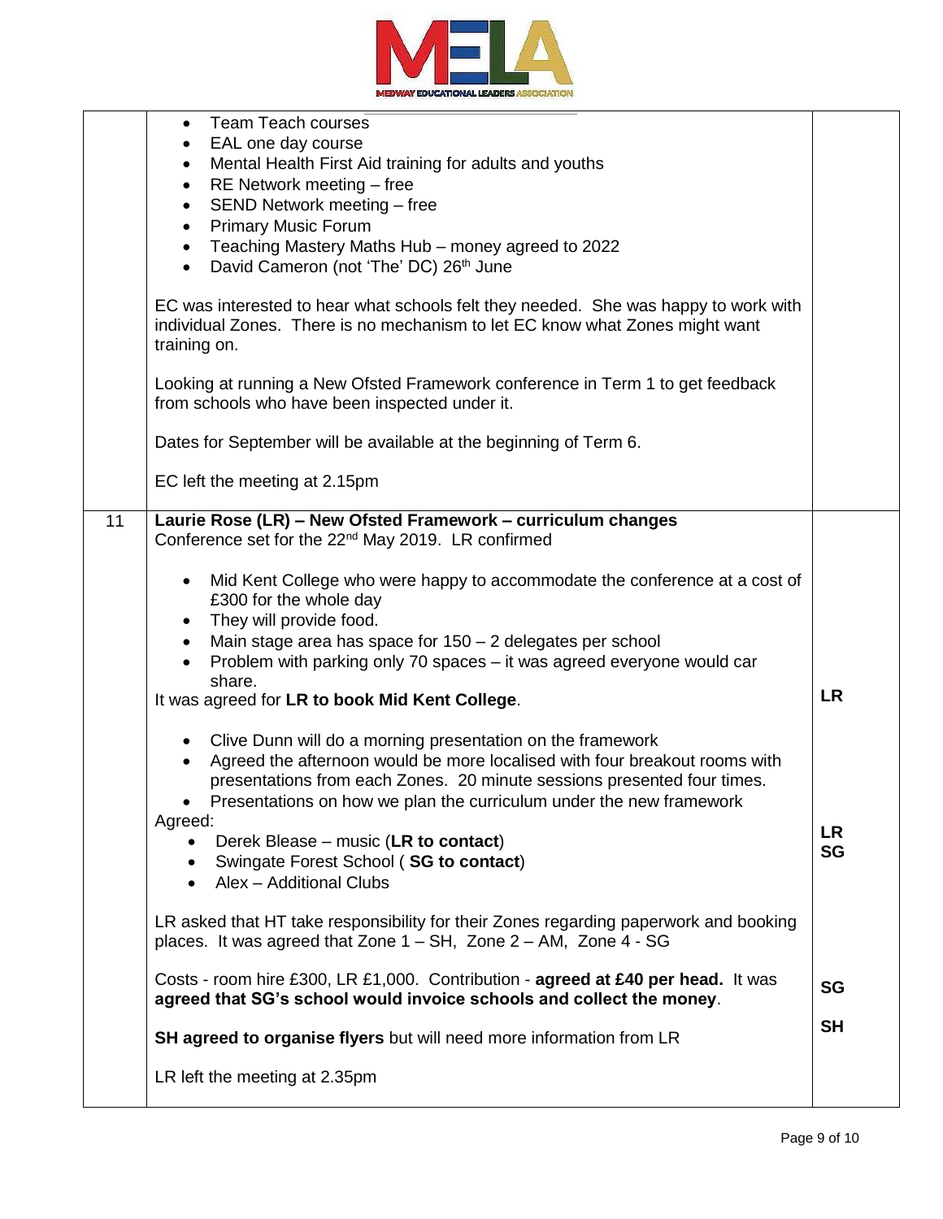| | | |
|---|---|---|
| | • Team Teach courses<br>• EAL one day course<br>• Mental Health First Aid training for adults and youths<br>• RE Network meeting – free<br>• SEND Network meeting – free<br>• Primary Music Forum<br>• Teaching Mastery Maths Hub – money agreed to 2022<br>• David Cameron (not 'The' DC) 26th June<br><br>EC was interested to hear what schools felt they needed. She was happy to work with individual Zones. There is no mechanism to let EC know what Zones might want training on.<br><br>Looking at running a New Ofsted Framework conference in Term 1 to get feedback from schools who have been inspected under it.<br><br>Dates for September will be available at the beginning of Term 6.<br><br>EC left the meeting at 2.15pm | |
| 11 | **Laurie Rose (LR) – New Ofsted Framework – curriculum changes**<br>Conference set for the 22nd May 2019. LR confirmed<br><br>• Mid Kent College who were happy to accommodate the conference at a cost of £300 for the whole day<br>• They will provide food.<br>• Main stage area has space for 150 – 2 delegates per school<br>• Problem with parking only 70 spaces – it was agreed everyone would car share.<br>It was agreed for **LR to book Mid Kent College**. | **LR** |
| | • Clive Dunn will do a morning presentation on the framework<br>• Agreed the afternoon would be more localised with four breakout rooms with presentations from each Zones. 20 minute sessions presented four times.<br>• Presentations on how we plan the curriculum under the new framework<br>Agreed:<br>• Derek Blease – music (**LR to contact**)<br>• Swingate Forest School ( **SG to contact**)<br>• Alex – Additional Clubs | **LR**<br>**SG** |
| | LR asked that HT take responsibility for their Zones regarding paperwork and booking places. It was agreed that Zone 1 – SH, Zone 2 – AM, Zone 4 - SG | |
| | Costs - room hire £300, LR £1,000. Contribution - **agreed at £40 per head.** It was **agreed that SG's school would invoice schools and collect the money**. | **SG** |
| | **SH agreed to organise flyers** but will need more information from LR<br><br>LR left the meeting at 2.35pm | **SH** |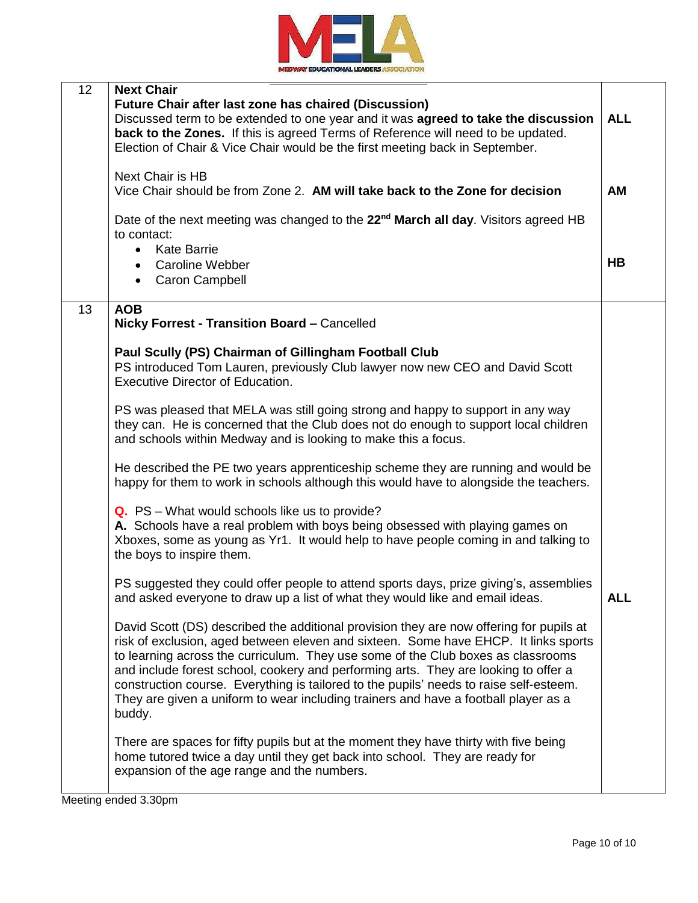| | | |
|---|---|---|
| 12 | **Next Chair**<br>**Future Chair after last zone has chaired (Discussion)**<br>Discussed term to be extended to one year and it was **agreed to take the discussion back to the Zones.** If this is agreed Terms of Reference will need to be updated. Election of Chair & Vice Chair would be the first meeting back in September.<br><br>Next Chair is HB<br>Vice Chair should be from Zone 2. **AM will take back to the Zone for decision**<br><br>Date of the next meeting was changed to the **22nd March all day**. Visitors agreed HB to contact:<br>• Kate Barrie<br>• Caroline Webber<br>• Caron Campbell | **ALL**<br><br><br><br><br>**AM**<br><br><br><br>**HB** |
| 13 | **AOB**<br>**Nicky Forrest - Transition Board –** Cancelled<br><br>**Paul Scully (PS) Chairman of Gillingham Football Club**<br>PS introduced Tom Lauren, previously Club lawyer now new CEO and David Scott Executive Director of Education.<br><br>PS was pleased that MELA was still going strong and happy to support in any way they can. He is concerned that the Club does not do enough to support local children and schools within Medway and is looking to make this a focus.<br><br>He described the PE two years apprenticeship scheme they are running and would be happy for them to work in schools although this would have to alongside the teachers.<br><br>**Q.** PS – What would schools like us to provide?<br>**A.** Schools have a real problem with boys being obsessed with playing games on Xboxes, some as young as Yr1. It would help to have people coming in and talking to the boys to inspire them.<br><br>PS suggested they could offer people to attend sports days, prize giving's, assemblies and asked everyone to draw up a list of what they would like and email ideas.<br><br>David Scott (DS) described the additional provision they are now offering for pupils at risk of exclusion, aged between eleven and sixteen. Some have EHCP. It links sports to learning across the curriculum. They use some of the Club boxes as classrooms and include forest school, cookery and performing arts. They are looking to offer a construction course. Everything is tailored to the pupils' needs to raise self-esteem. They are given a uniform to wear including trainers and have a football player as a buddy.<br><br>There are spaces for fifty pupils but at the moment they have thirty with five being home tutored twice a day until they get back into school. They are ready for expansion of the age range and the numbers. | <br><br><br><br><br><br><br><br><br><br><br><br><br><br><br><br><br>**ALL** |

Meeting ended 3.30pm